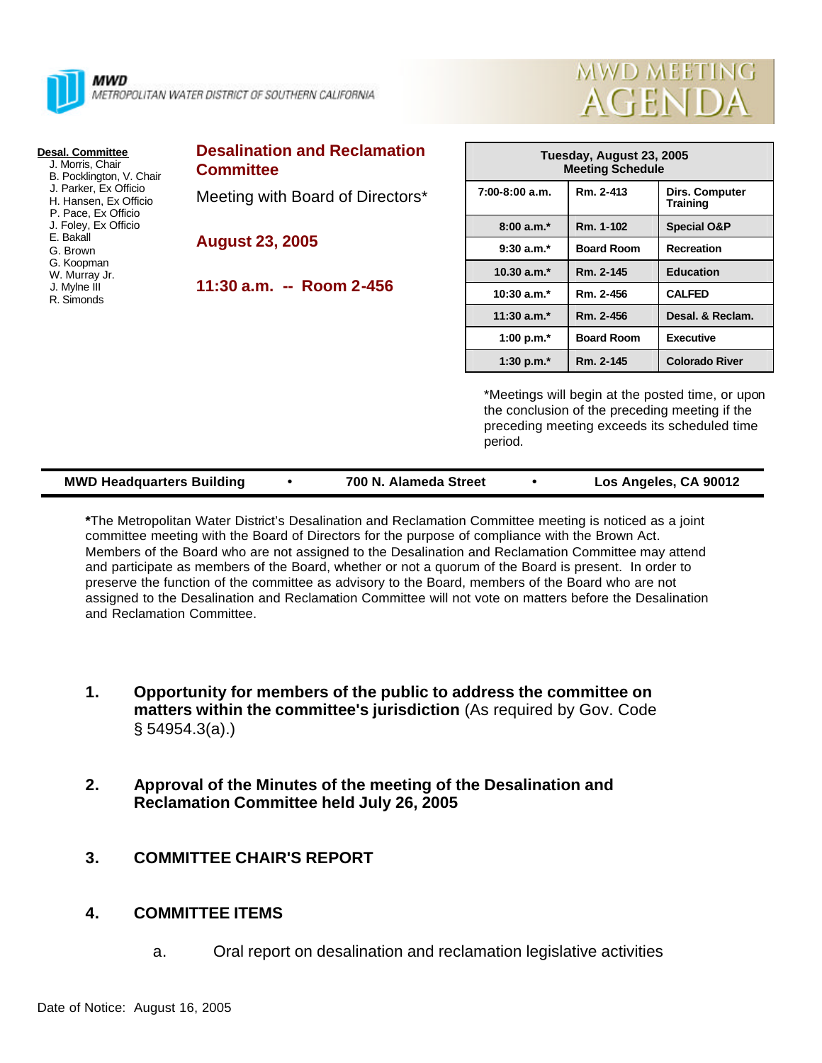**MWD**
METROPOLITAN WATER DISTRICT OF SOUTHERN CALIFORNIA

# MWD MEETING AGENDA

**Desal. Committee**
J. Morris, Chair
B. Pocklington, V. Chair
J. Parker, Ex Officio
H. Hansen, Ex Officio
P. Pace, Ex Officio
J. Foley, Ex Officio
E. Bakall
G. Brown
G. Koopman
W. Murray Jr.
J. Mylne III
R. Simonds

## Desalination and Reclamation Committee

Meeting with Board of Directors*

**August 23, 2005**

**11:30 a.m. -- Room 2-456**

| Tuesday, August 23, 2005 Meeting Schedule | | |
|---|---|---|
| 7:00-8:00 a.m. | Rm. 2-413 | Dirs. Computer Training |
| 8:00 a.m.* | Rm. 1-102 | Special O&P |
| 9:30 a.m.* | Board Room | Recreation |
| 10.30 a.m.* | Rm. 2-145 | Education |
| 10:30 a.m.* | Rm. 2-456 | CALFED |
| 11:30 a.m.* | Rm. 2-456 | Desal. & Reclam. |
| 1:00 p.m.* | Board Room | Executive |
| 1:30 p.m.* | Rm. 2-145 | Colorado River |

*Meetings will begin at the posted time, or upon the conclusion of the preceding meeting if the preceding meeting exceeds its scheduled time period.

**MWD Headquarters Building • 700 N. Alameda Street • Los Angeles, CA 90012**

***The Metropolitan Water District's Desalination and Reclamation Committee meeting is noticed as a joint committee meeting with the Board of Directors for the purpose of compliance with the Brown Act. Members of the Board who are not assigned to the Desalination and Reclamation Committee may attend and participate as members of the Board, whether or not a quorum of the Board is present. In order to preserve the function of the committee as advisory to the Board, members of the Board who are not assigned to the Desalination and Reclamation Committee will not vote on matters before the Desalination and Reclamation Committee.

1. **Opportunity for members of the public to address the committee on matters within the committee's jurisdiction** (As required by Gov. Code § 54954.3(a).)

2. **Approval of the Minutes of the meeting of the Desalination and Reclamation Committee held July 26, 2005**

3. **COMMITTEE CHAIR'S REPORT**

4. **COMMITTEE ITEMS**

   a. Oral report on desalination and reclamation legislative activities

Date of Notice: August 16, 2005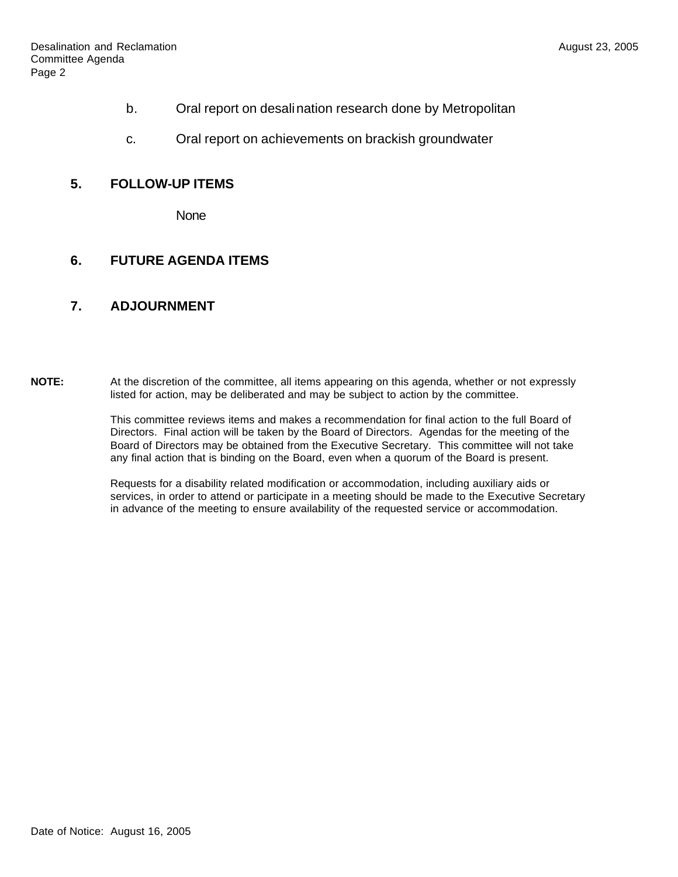b. Oral report on desalination research done by Metropolitan

c. Oral report on achievements on brackish groundwater

**5. FOLLOW-UP ITEMS**

None

**6. FUTURE AGENDA ITEMS**

**7. ADJOURNMENT**

**NOTE:** At the discretion of the committee, all items appearing on this agenda, whether or not expressly listed for action, may be deliberated and may be subject to action by the committee.

This committee reviews items and makes a recommendation for final action to the full Board of Directors. Final action will be taken by the Board of Directors. Agendas for the meeting of the Board of Directors may be obtained from the Executive Secretary. This committee will not take any final action that is binding on the Board, even when a quorum of the Board is present.

Requests for a disability related modification or accommodation, including auxiliary aids or services, in order to attend or participate in a meeting should be made to the Executive Secretary in advance of the meeting to ensure availability of the requested service or accommodation.

Date of Notice: August 16, 2005